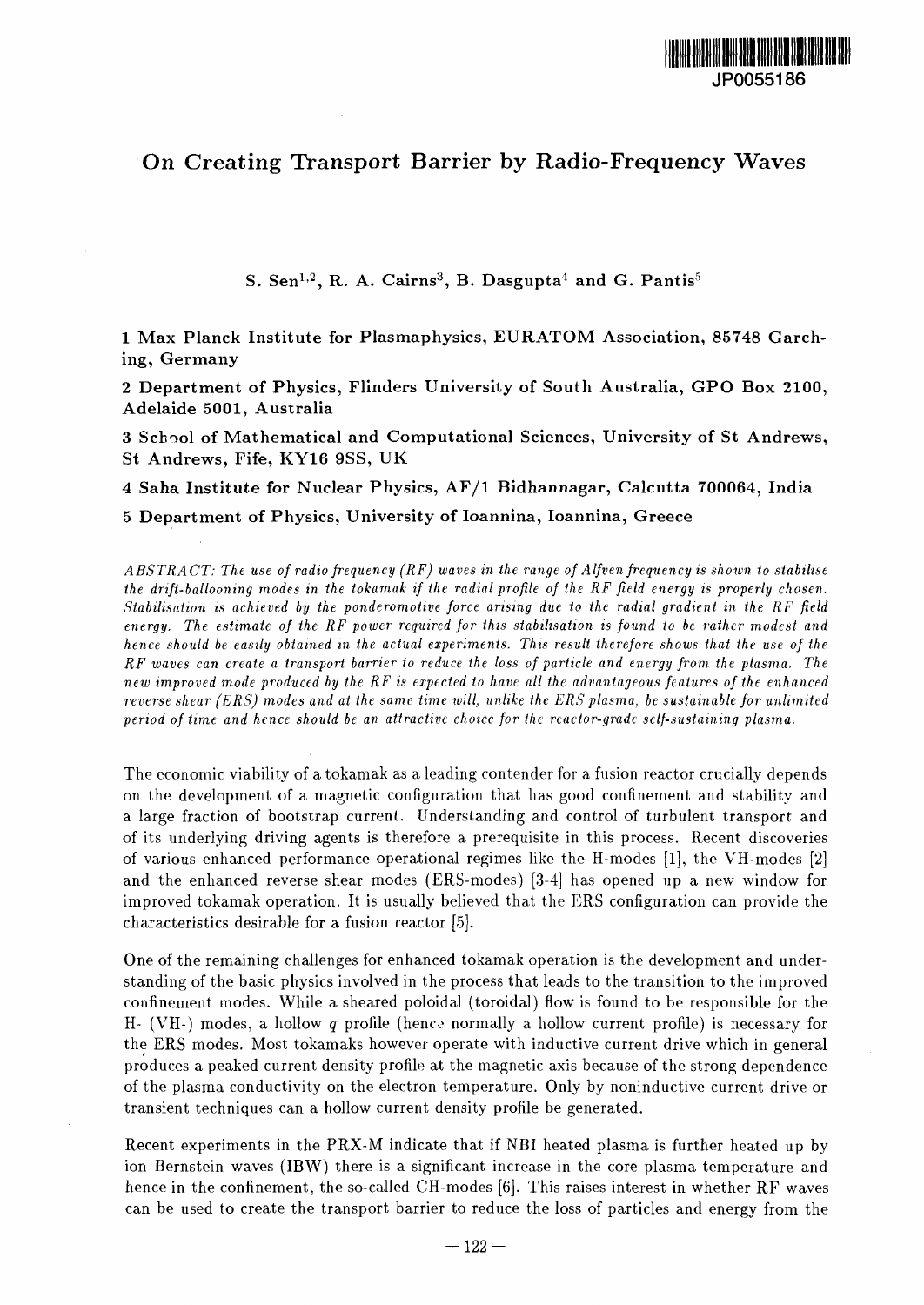JP0055186

# On Creating Transport Barrier by Radio-Frequency Waves

S. Sen[1,2], R. A. Cairns[3], B. Dasgupta[4] and G. Pantis[5]

1 Max Planck Institute for Plasmaphysics, EURATOM Association, 85748 Garching, Germany

2 Department of Physics, Flinders University of South Australia, GPO Box 2100, Adelaide 5001, Australia

3 School of Mathematical and Computational Sciences, University of St Andrews, St Andrews, Fife, KY16 9SS, UK

4 Saha Institute for Nuclear Physics, AF/1 Bidhannagar, Calcutta 700064, India

5 Department of Physics, University of Ioannina, Ioannina, Greece

*ABSTRACT: The use of radio frequency (RF) waves in the range of Alfven frequency is shown to stabilise the drift-ballooning modes in the tokamak if the radial profile of the RF field energy is properly chosen. Stabilisation is achieved by the ponderomotive force arising due to the radial gradient in the RF field energy. The estimate of the RF power required for this stabilisation is found to be rather modest and hence should be easily obtained in the actual experiments. This result therefore shows that the use of the RF waves can create a transport barrier to reduce the loss of particle and energy from the plasma. The new improved mode produced by the RF is expected to have all the advantageous features of the enhanced reverse shear (ERS) modes and at the same time will, unlike the ERS plasma, be sustainable for unlimited period of time and hence should be an attractive choice for the reactor-grade self-sustaining plasma.*

The economic viability of a tokamak as a leading contender for a fusion reactor crucially depends on the development of a magnetic configuration that has good confinement and stability and a large fraction of bootstrap current. Understanding and control of turbulent transport and of its underlying driving agents is therefore a prerequisite in this process. Recent discoveries of various enhanced performance operational regimes like the H-modes [1], the VH-modes [2] and the enhanced reverse shear modes (ERS-modes) [3-4] has opened up a new window for improved tokamak operation. It is usually believed that the ERS configuration can provide the characteristics desirable for a fusion reactor [5].

One of the remaining challenges for enhanced tokamak operation is the development and understanding of the basic physics involved in the process that leads to the transition to the improved confinement modes. While a sheared poloidal (toroidal) flow is found to be responsible for the H- (VH-) modes, a hollow $q$ profile (hence normally a hollow current profile) is necessary for the ERS modes. Most tokamaks however operate with inductive current drive which in general produces a peaked current density profile at the magnetic axis because of the strong dependence of the plasma conductivity on the electron temperature. Only by noninductive current drive or transient techniques can a hollow current density profile be generated.

Recent experiments in the PRX-M indicate that if NBI heated plasma is further heated up by ion Bernstein waves (IBW) there is a significant increase in the core plasma temperature and hence in the confinement, the so-called CH-modes [6]. This raises interest in whether RF waves can be used to create the transport barrier to reduce the loss of particles and energy from the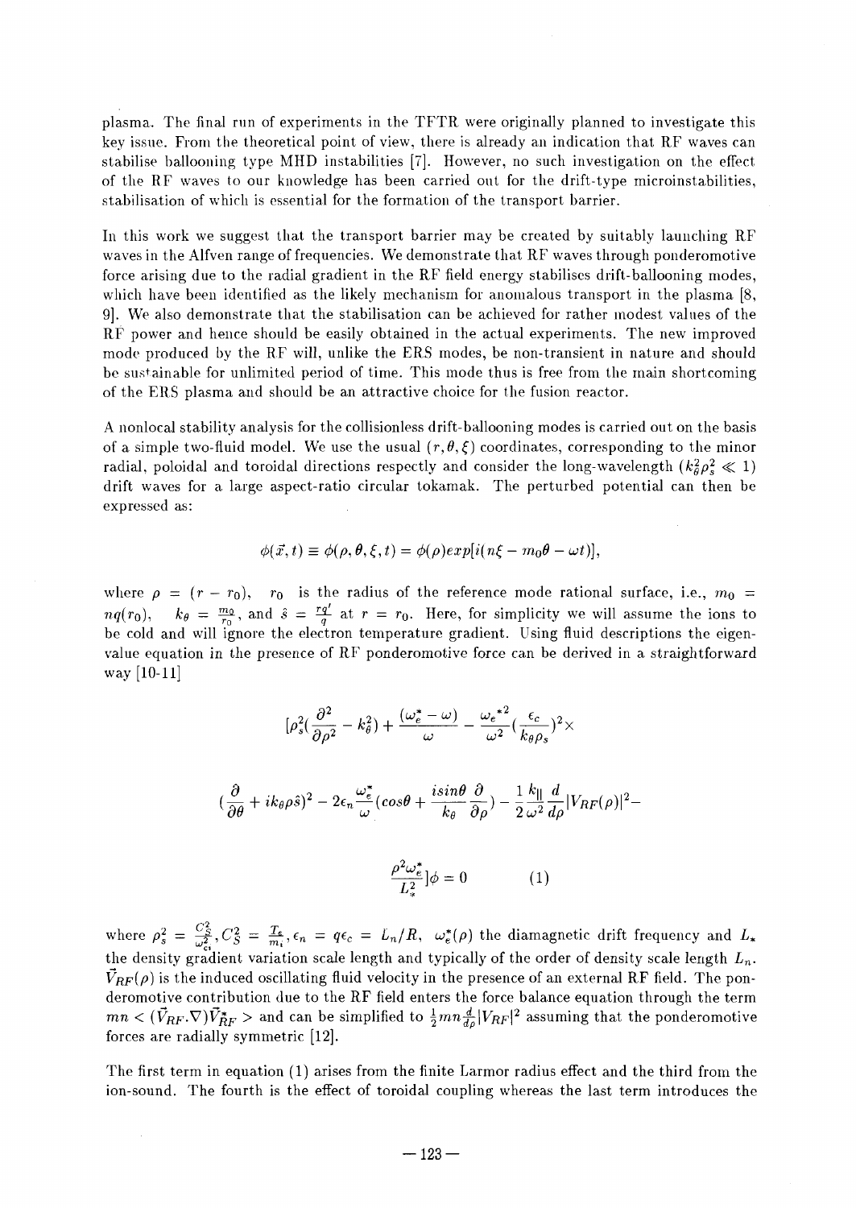plasma. The final run of experiments in the TFTR were originally planned to investigate this key issue. From the theoretical point of view, there is already an indication that RF waves can stabilise ballooning type MHD instabilities [7]. However, no such investigation on the effect of the RF waves to our knowledge has been carried out for the drift-type microinstabilities, stabilisation of which is essential for the formation of the transport barrier.

In this work we suggest that the transport barrier may be created by suitably launching RF waves in the Alfven range of frequencies. We demonstrate that RF waves through ponderomotive force arising due to the radial gradient in the RF field energy stabilises drift-ballooning modes, which have been identified as the likely mechanism for anomalous transport in the plasma [8, 9]. We also demonstrate that the stabilisation can be achieved for rather modest values of the RF power and hence should be easily obtained in the actual experiments. The new improved mode produced by the RF will, unlike the ERS modes, be non-transient in nature and should be sustainable for unlimited period of time. This mode thus is free from the main shortcoming of the ERS plasma and should be an attractive choice for the fusion reactor.

A nonlocal stability analysis for the collisionless drift-ballooning modes is carried out on the basis of a simple two-fluid model. We use the usual $(r, \theta, \xi)$ coordinates, corresponding to the minor radial, poloidal and toroidal directions respectly and consider the long-wavelength ($k_\theta^2 \rho_s^2 \ll 1$) drift waves for a large aspect-ratio circular tokamak. The perturbed potential can then be expressed as:

$$\phi(\vec{x}, t) \equiv \phi(\rho, \theta, \xi, t) = \phi(\rho) exp[i(n\xi - m_0\theta - \omega t)],$$

where $\rho = (r - r_0)$, $r_0$ is the radius of the reference mode rational surface, i.e., $m_0 = nq(r_0)$, $k_\theta = \frac{m_0}{r_0}$, and $\hat{s} = \frac{rq'}{q}$ at $r = r_0$. Here, for simplicity we will assume the ions to be cold and will ignore the electron temperature gradient. Using fluid descriptions the eigenvalue equation in the presence of RF ponderomotive force can be derived in a straightforward way [10-11]

$$[\rho_s^2(\frac{\partial^2}{\partial \rho^2} - k_\theta^2) + \frac{(\omega_e^* - \omega)}{\omega} - \frac{{\omega_e^*}^2}{\omega^2}(\frac{\epsilon_c}{k_\theta \rho_s})^2 \times$$

$$(\frac{\partial}{\partial \theta} + ik_\theta \rho \hat{s})^2 - 2\epsilon_n \frac{\omega_e^*}{\omega}(cos\theta + \frac{isin\theta}{k_\theta}\frac{\partial}{\partial \rho}) - \frac{1}{2}\frac{k_\parallel}{\omega^2}\frac{d}{d\rho}|V_{RF}(\rho)|^2 -$$

$$\frac{\rho^2 \omega_e^*}{L_*^2}]\phi = 0 \qquad (1)$$

where $\rho_s^2 = \frac{C_S^2}{\omega_{ci}^2}, C_S^2 = \frac{T_e}{m_i}, \epsilon_n = q\epsilon_c = L_n/R$, $\omega_e^*(\rho)$ the diamagnetic drift frequency and $L_*$ the density gradient variation scale length and typically of the order of density scale length $L_n$. $\vec{V}_{RF}(\rho)$ is the induced oscillating fluid velocity in the presence of an external RF field. The ponderomotive contribution due to the RF field enters the force balance equation through the term $mn < (\vec{V}_{RF}.\nabla)\vec{V}_{RF}^* >$ and can be simplified to $\frac{1}{2}mn\frac{d}{d\rho}|V_{RF}|^2$ assuming that the ponderomotive forces are radially symmetric [12].

The first term in equation (1) arises from the finite Larmor radius effect and the third from the ion-sound. The fourth is the effect of toroidal coupling whereas the last term introduces the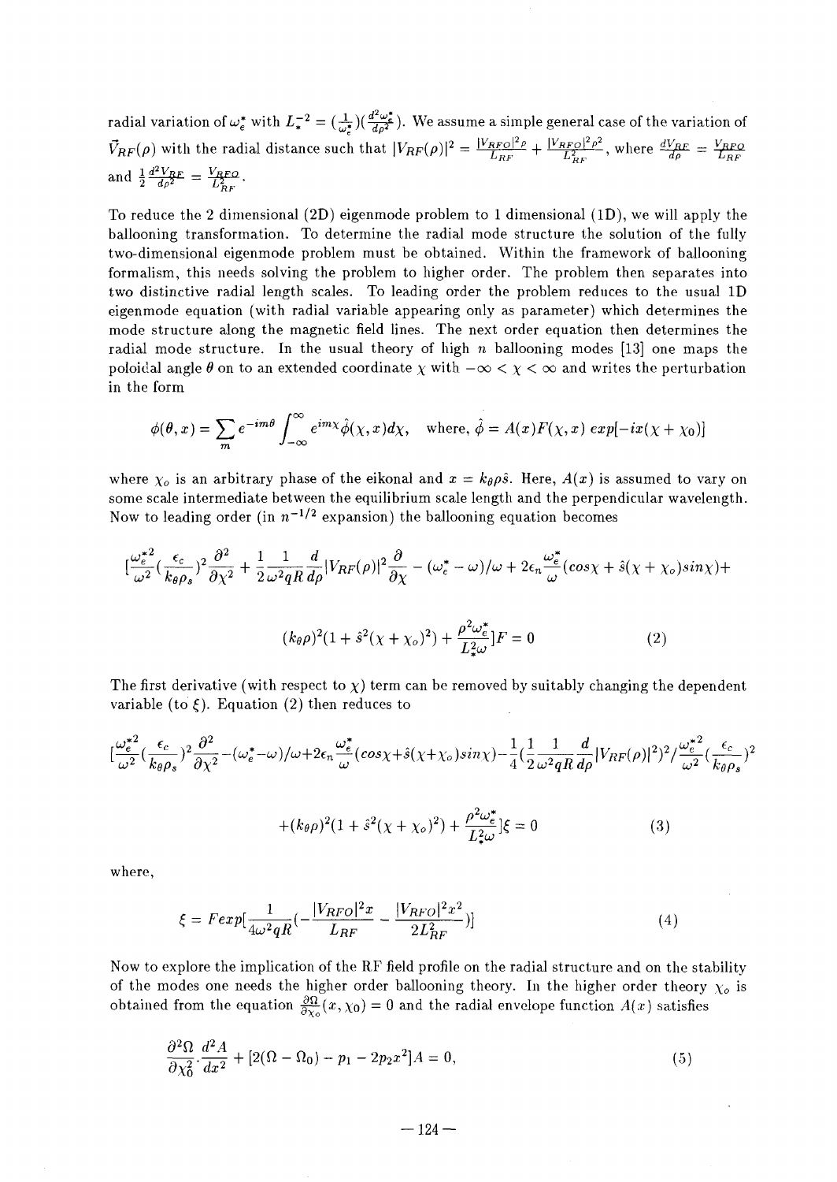radial variation of $\omega_e^*$ with $L_*^{-2} = (\frac{1}{\omega_e^*})(\frac{d^2\omega_e^*}{d\rho^2})$. We assume a simple general case of the variation of $\vec{V}_{RF}(\rho)$ with the radial distance such that $|V_{RF}(\rho)|^2 = \frac{|V_{RFO}|^2\rho}{L_{RF}} + \frac{|V_{RFO}|^2\rho^2}{L_{RF}^2}$, where $\frac{dV_{RF}}{d\rho} = \frac{V_{RFO}}{L_{RF}}$ and $\frac{1}{2}\frac{d^2V_{RF}}{d\rho^2} = \frac{V_{RFO}}{L_{RF}^2}$.

To reduce the 2 dimensional (2D) eigenmode problem to 1 dimensional (1D), we will apply the ballooning transformation. To determine the radial mode structure the solution of the fully two-dimensional eigenmode problem must be obtained. Within the framework of ballooning formalism, this needs solving the problem to higher order. The problem then separates into two distinctive radial length scales. To leading order the problem reduces to the usual 1D eigenmode equation (with radial variable appearing only as parameter) which determines the mode structure along the magnetic field lines. The next order equation then determines the radial mode structure. In the usual theory of high $n$ ballooning modes [13] one maps the poloidal angle $\theta$ on to an extended coordinate $\chi$ with $-\infty < \chi < \infty$ and writes the perturbation in the form

$$\phi(\theta, x) = \sum_m e^{-im\theta} \int_{-\infty}^{\infty} e^{im\chi} \hat{\phi}(\chi, x) d\chi, \quad \text{where, } \hat{\phi} = A(x)F(\chi, x)\, exp[-ix(\chi + \chi_o)]$$

where $\chi_o$ is an arbitrary phase of the eikonal and $x = k_\theta \rho \hat{s}$. Here, $A(x)$ is assumed to vary on some scale intermediate between the equilibrium scale length and the perpendicular wavelength. Now to leading order (in $n^{-1/2}$ expansion) the ballooning equation becomes

$$[\frac{\omega_e^{*2}}{\omega^2}(\frac{\epsilon_c}{k_\theta \rho_s})^2 \frac{\partial^2}{\partial \chi^2} + \frac{1}{2}\frac{1}{\omega^2 qR}\frac{d}{d\rho}|V_{RF}(\rho)|^2 \frac{\partial}{\partial \chi} - (\omega_e^* - \omega)/\omega + 2\epsilon_n \frac{\omega_e^*}{\omega}(cos\chi + \hat{s}(\chi + \chi_o)sin\chi) +$$

$$(k_\theta \rho)^2(1 + \hat{s}^2(\chi + \chi_o)^2) + \frac{\rho^2 \omega_e^*}{L_*^2 \omega}]F = 0 \tag{2}$$

The first derivative (with respect to $\chi$) term can be removed by suitably changing the dependent variable (to $\xi$). Equation (2) then reduces to

$$[\frac{\omega_e^{*2}}{\omega^2}(\frac{\epsilon_c}{k_\theta \rho_s})^2 \frac{\partial^2}{\partial \chi^2} - (\omega_e^* - \omega)/\omega + 2\epsilon_n \frac{\omega_e^*}{\omega}(cos\chi + \hat{s}(\chi + \chi_o)sin\chi) - \frac{1}{4}(\frac{1}{2}\frac{1}{\omega^2 qR}\frac{d}{d\rho}|V_{RF}(\rho)|^2)^2 / \frac{\omega_e^{*2}}{\omega^2}(\frac{\epsilon_c}{k_\theta \rho_s})^2$$

$$+ (k_\theta \rho)^2(1 + \hat{s}^2(\chi + \chi_o)^2) + \frac{\rho^2 \omega_e^*}{L_*^2 \omega}]\xi = 0 \tag{3}$$

where,

$$\xi = F exp[\frac{1}{4\omega^2 qR}(-\frac{|V_{RFO}|^2 x}{L_{RF}} - \frac{|V_{RFO}|^2 x^2}{2L_{RF}^2})] \tag{4}$$

Now to explore the implication of the RF field profile on the radial structure and on the stability of the modes one needs the higher order ballooning theory. In the higher order theory $\chi_o$ is obtained from the equation $\frac{\partial \Omega}{\partial \chi_o}(x, \chi_0) = 0$ and the radial envelope function $A(x)$ satisfies

$$\frac{\partial^2 \Omega}{\partial \chi_0^2} \cdot \frac{d^2 A}{dx^2} + [2(\Omega - \Omega_0) - p_1 - 2p_2 x^2]A = 0, \tag{5}$$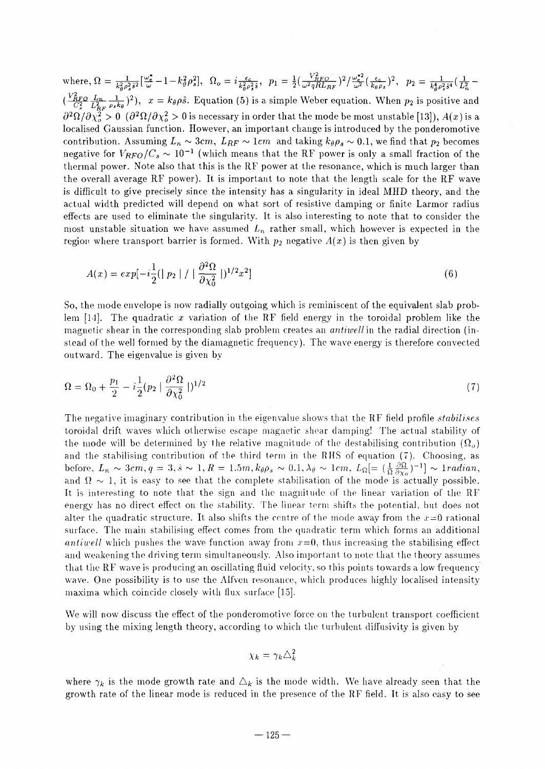where, $\Omega = \frac{1}{k_\theta^2 \rho_s^2 \hat{s}^2}[\frac{\omega_e^*}{\omega} - 1 - k_\theta^2 \rho_s^2]$, $\Omega_o = i\frac{\epsilon_c}{k_\theta^2 \rho_s^2 \hat{s}}$, $p_1 = \frac{1}{2}(\frac{V_{RFO}^2}{\omega^2 q R L_{RF}})^2 / \frac{\omega_e^{*2}}{\omega^2}(\frac{\epsilon_c}{k_\theta \rho_s})^2$, $p_2 = \frac{1}{k_\theta^4 \rho_s^2 \hat{s}^4}(\frac{1}{L_n^2} - (\frac{V_{RFO}^2}{C_s^2} \frac{L_n}{L_{RF}^2} \frac{1}{\rho_s k_\theta})^2)$, $x = k_\theta \rho \hat{s}$. Equation (5) is a simple Weber equation. When $p_2$ is positive and $\partial^2\Omega/\partial\chi_o^2 > 0$ ($\partial^2\Omega/\partial\chi_o^2 > 0$ is necessary in order that the mode be most unstable [13]), $A(x)$ is a localised Gaussian function. However, an important change is introduced by the ponderomotive contribution. Assuming $L_n \sim 3cm$, $L_{RF} \sim 1cm$ and taking $k_\theta \rho_s \sim 0.1$, we find that $p_2$ becomes negative for $V_{RFO}/C_s \sim 10^{-1}$ (which means that the RF power is only a small fraction of the thermal power. Note also that this is the RF power at the resonance, which is much larger than the overall average RF power). It is important to note that the length scale for the RF wave is difficult to give precisely since the intensity has a singularity in ideal MHD theory, and the actual width predicted will depend on what sort of resistive damping or finite Larmor radius effects are used to eliminate the singularity. It is also interesting to note that to consider the most unstable situation we have assumed $L_n$ rather small, which however is expected in the region where transport barrier is formed. With $p_2$ negative $A(x)$ is then given by

$$A(x) = exp[-i\frac{1}{2}(\mid p_2 \mid / \mid \frac{\partial^2\Omega}{\partial\chi_0^2} \mid)^{1/2} x^2] \tag{6}$$

So, the mode envelope is now radially outgoing which is reminiscent of the equivalent slab problem [14]. The quadratic $x$ variation of the RF field energy in the toroidal problem like the magnetic shear in the corresponding slab problem creates an *antiwell* in the radial direction (instead of the well formed by the diamagnetic frequency). The wave energy is therefore convected outward. The eigenvalue is given by

$$\Omega = \Omega_0 + \frac{p_1}{2} - i\frac{1}{2}(p_2 \mid \frac{\partial^2\Omega}{\partial\chi_0^2} \mid)^{1/2} \tag{7}$$

The negative imaginary contribution in the eigenvalue shows that the RF field profile *stabilises* toroidal drift waves which otherwise escape magnetic shear damping! The actual stability of the mode will be determined by the relative magnitude of the destabilising contribution ($\Omega_o$) and the stabilising contribution of the third term in the RHS of equation (7). Choosing, as before, $L_n \sim 3cm, q = 3, \hat{s} \sim 1, R = 1.5m, k_\theta \rho_s \sim 0.1, \lambda_\theta \sim 1cm$, $L_\Omega [= (\frac{1}{\Omega}\frac{\partial\Omega}{\partial\chi_o})^{-1}] \sim 1radian$, and $\Omega \sim 1$, it is easy to see that the complete stabilisation of the mode is actually possible. It is interesting to note that the sign and the magnitude of the linear variation of the RF energy has no direct effect on the stability. The linear term shifts the potential, but does not alter the quadratic structure. It also shifts the centre of the mode away from the $x$=0 rational surface. The main stabilising effect comes from the quadratic term which forms an additional *antiwell* which pushes the wave function away from $x$=0, thus increasing the stabilising effect and weakening the driving term simultaneously. Also important to note that the theory assumes that the RF wave is producing an oscillating fluid velocity, so this points towards a low frequency wave. One possibility is to use the Alfven resonance, which produces highly localised intensity maxima which coincide closely with flux surface [15].

We will now discuss the effect of the ponderomotive force on the turbulent transport coefficient by using the mixing length theory, according to which the turbulent diffusivity is given by

$$\chi_k = \gamma_k \triangle_k^2$$

where $\gamma_k$ is the mode growth rate and $\triangle_k$ is the mode width. We have already seen that the growth rate of the linear mode is reduced in the presence of the RF field. It is also easy to see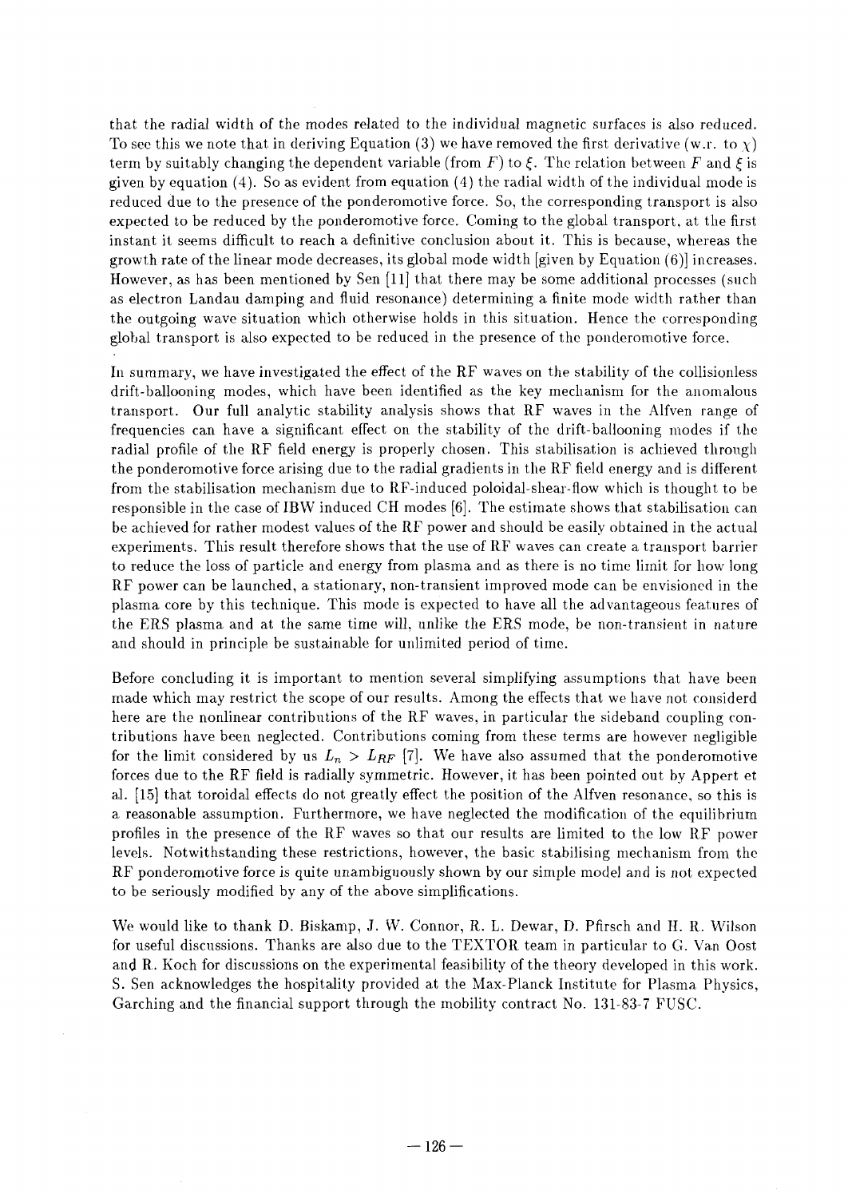that the radial width of the modes related to the individual magnetic surfaces is also reduced. To see this we note that in deriving Equation (3) we have removed the first derivative (w.r. to $\chi$) term by suitably changing the dependent variable (from $F$) to $\xi$. The relation between $F$ and $\xi$ is given by equation (4). So as evident from equation (4) the radial width of the individual mode is reduced due to the presence of the ponderomotive force. So, the corresponding transport is also expected to be reduced by the ponderomotive force. Coming to the global transport, at the first instant it seems difficult to reach a definitive conclusion about it. This is because, whereas the growth rate of the linear mode decreases, its global mode width [given by Equation (6)] increases. However, as has been mentioned by Sen [11] that there may be some additional processes (such as electron Landau damping and fluid resonance) determining a finite mode width rather than the outgoing wave situation which otherwise holds in this situation. Hence the corresponding global transport is also expected to be reduced in the presence of the ponderomotive force.

In summary, we have investigated the effect of the RF waves on the stability of the collisionless drift-ballooning modes, which have been identified as the key mechanism for the anomalous transport. Our full analytic stability analysis shows that RF waves in the Alfven range of frequencies can have a significant effect on the stability of the drift-ballooning modes if the radial profile of the RF field energy is properly chosen. This stabilisation is achieved through the ponderomotive force arising due to the radial gradients in the RF field energy and is different from the stabilisation mechanism due to RF-induced poloidal-shear-flow which is thought to be responsible in the case of IBW induced CH modes [6]. The estimate shows that stabilisation can be achieved for rather modest values of the RF power and should be easily obtained in the actual experiments. This result therefore shows that the use of RF waves can create a transport barrier to reduce the loss of particle and energy from plasma and as there is no time limit for how long RF power can be launched, a stationary, non-transient improved mode can be envisioned in the plasma core by this technique. This mode is expected to have all the advantageous features of the ERS plasma and at the same time will, unlike the ERS mode, be non-transient in nature and should in principle be sustainable for unlimited period of time.

Before concluding it is important to mention several simplifying assumptions that have been made which may restrict the scope of our results. Among the effects that we have not considerd here are the nonlinear contributions of the RF waves, in particular the sideband coupling contributions have been neglected. Contributions coming from these terms are however negligible for the limit considered by us $L_n > L_{RF}$ [7]. We have also assumed that the ponderomotive forces due to the RF field is radially symmetric. However, it has been pointed out by Appert et al. [15] that toroidal effects do not greatly effect the position of the Alfven resonance, so this is a reasonable assumption. Furthermore, we have neglected the modification of the equilibrium profiles in the presence of the RF waves so that our results are limited to the low RF power levels. Notwithstanding these restrictions, however, the basic stabilising mechanism from the RF ponderomotive force is quite unambiguously shown by our simple model and is not expected to be seriously modified by any of the above simplifications.

We would like to thank D. Biskamp, J. W. Connor, R. L. Dewar, D. Pfirsch and H. R. Wilson for useful discussions. Thanks are also due to the TEXTOR team in particular to G. Van Oost and R. Koch for discussions on the experimental feasibility of the theory developed in this work. S. Sen acknowledges the hospitality provided at the Max-Planck Institute for Plasma Physics, Garching and the financial support through the mobility contract No. 131-83-7 FUSC.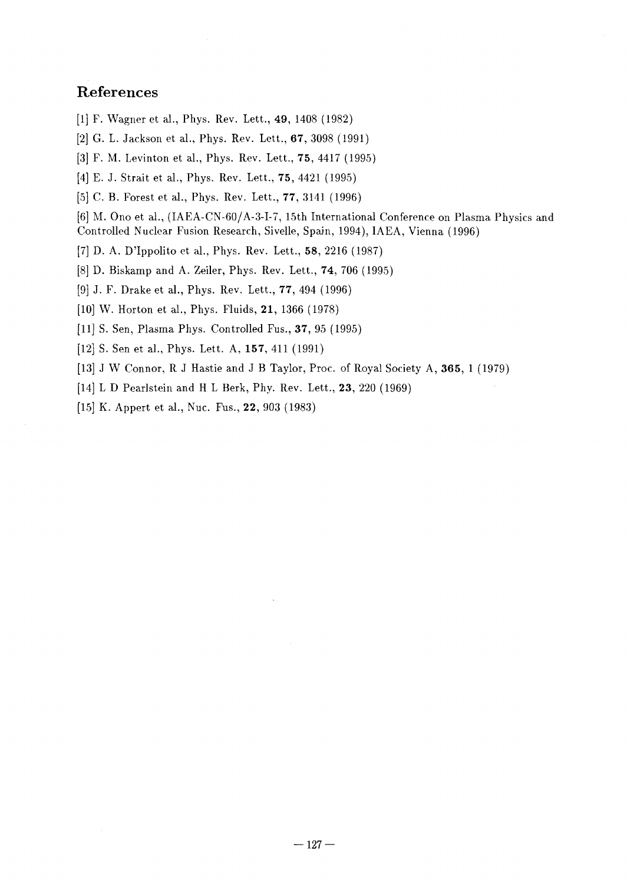## References

[1] F. Wagner et al., Phys. Rev. Lett., **49**, 1408 (1982)

[2] G. L. Jackson et al., Phys. Rev. Lett., **67**, 3098 (1991)

[3] F. M. Levinton et al., Phys. Rev. Lett., **75**, 4417 (1995)

[4] E. J. Strait et al., Phys. Rev. Lett., **75**, 4421 (1995)

[5] C. B. Forest et al., Phys. Rev. Lett., **77**, 3141 (1996)

[6] M. Ono et al., (IAEA-CN-60/A-3-I-7, 15th International Conference on Plasma Physics and Controlled Nuclear Fusion Research, Sivelle, Spain, 1994), IAEA, Vienna (1996)

[7] D. A. D'Ippolito et al., Phys. Rev. Lett., **58**, 2216 (1987)

[8] D. Biskamp and A. Zeiler, Phys. Rev. Lett., **74**, 706 (1995)

[9] J. F. Drake et al., Phys. Rev. Lett., **77**, 494 (1996)

[10] W. Horton et al., Phys. Fluids, **21**, 1366 (1978)

[11] S. Sen, Plasma Phys. Controlled Fus., **37**, 95 (1995)

[12] S. Sen et al., Phys. Lett. A, **157**, 411 (1991)

[13] J W Connor, R J Hastie and J B Taylor, Proc. of Royal Society A, **365**, 1 (1979)

[14] L D Pearlstein and H L Berk, Phy. Rev. Lett., **23**, 220 (1969)

[15] K. Appert et al., Nuc. Fus., **22**, 903 (1983)